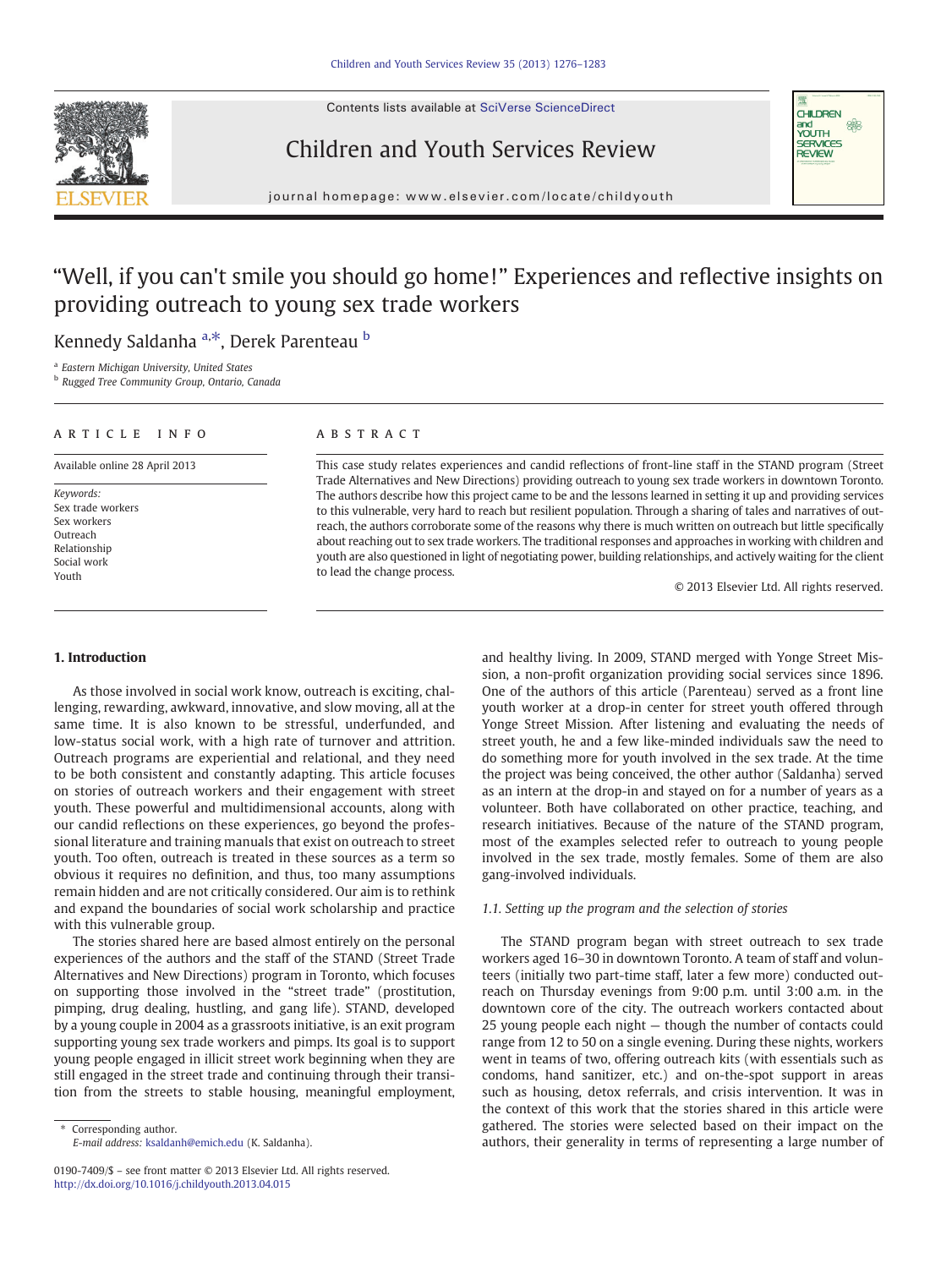# "Well, if you can't smile you should go home!" Experiences and reflective insights on providing outreach to young sex trade workers

Kennedy Saldanha [a,*], Derek Parenteau [b]

[a] Eastern Michigan University, United States
[b] Rugged Tree Community Group, Ontario, Canada

## ARTICLE INFO

Available online 28 April 2013

*Keywords:*
Sex trade workers
Sex workers
Outreach
Relationship
Social work
Youth

## ABSTRACT

This case study relates experiences and candid reflections of front-line staff in the STAND program (Street Trade Alternatives and New Directions) providing outreach to young sex trade workers in downtown Toronto. The authors describe how this project came to be and the lessons learned in setting it up and providing services to this vulnerable, very hard to reach but resilient population. Through a sharing of tales and narratives of outreach, the authors corroborate some of the reasons why there is much written on outreach but little specifically about reaching out to sex trade workers. The traditional responses and approaches in working with children and youth are also questioned in light of negotiating power, building relationships, and actively waiting for the client to lead the change process.

© 2013 Elsevier Ltd. All rights reserved.

## 1. Introduction

As those involved in social work know, outreach is exciting, challenging, rewarding, awkward, innovative, and slow moving, all at the same time. It is also known to be stressful, underfunded, and low-status social work, with a high rate of turnover and attrition. Outreach programs are experiential and relational, and they need to be both consistent and constantly adapting. This article focuses on stories of outreach workers and their engagement with street youth. These powerful and multidimensional accounts, along with our candid reflections on these experiences, go beyond the professional literature and training manuals that exist on outreach to street youth. Too often, outreach is treated in these sources as a term so obvious it requires no definition, and thus, too many assumptions remain hidden and are not critically considered. Our aim is to rethink and expand the boundaries of social work scholarship and practice with this vulnerable group.

The stories shared here are based almost entirely on the personal experiences of the authors and the staff of the STAND (Street Trade Alternatives and New Directions) program in Toronto, which focuses on supporting those involved in the "street trade" (prostitution, pimping, drug dealing, hustling, and gang life). STAND, developed by a young couple in 2004 as a grassroots initiative, is an exit program supporting young sex trade workers and pimps. Its goal is to support young people engaged in illicit street work beginning when they are still engaged in the street trade and continuing through their transition from the streets to stable housing, meaningful employment, and healthy living. In 2009, STAND merged with Yonge Street Mission, a non-profit organization providing social services since 1896. One of the authors of this article (Parenteau) served as a front line youth worker at a drop-in center for street youth offered through Yonge Street Mission. After listening and evaluating the needs of street youth, he and a few like-minded individuals saw the need to do something more for youth involved in the sex trade. At the time the project was being conceived, the other author (Saldanha) served as an intern at the drop-in and stayed on for a number of years as a volunteer. Both have collaborated on other practice, teaching, and research initiatives. Because of the nature of the STAND program, most of the examples selected refer to outreach to young people involved in the sex trade, mostly females. Some of them are also gang-involved individuals.

### 1.1. Setting up the program and the selection of stories

The STAND program began with street outreach to sex trade workers aged 16–30 in downtown Toronto. A team of staff and volunteers (initially two part-time staff, later a few more) conducted outreach on Thursday evenings from 9:00 p.m. until 3:00 a.m. in the downtown core of the city. The outreach workers contacted about 25 young people each night — though the number of contacts could range from 12 to 50 on a single evening. During these nights, workers went in teams of two, offering outreach kits (with essentials such as condoms, hand sanitizer, etc.) and on-the-spot support in areas such as housing, detox referrals, and crisis intervention. It was in the context of this work that the stories shared in this article were gathered. The stories were selected based on their impact on the authors, their generality in terms of representing a large number of

* Corresponding author.
E-mail address: ksaldanh@emich.edu (K. Saldanha).

0190-7409/$ – see front matter © 2013 Elsevier Ltd. All rights reserved.
http://dx.doi.org/10.1016/j.childyouth.2013.04.015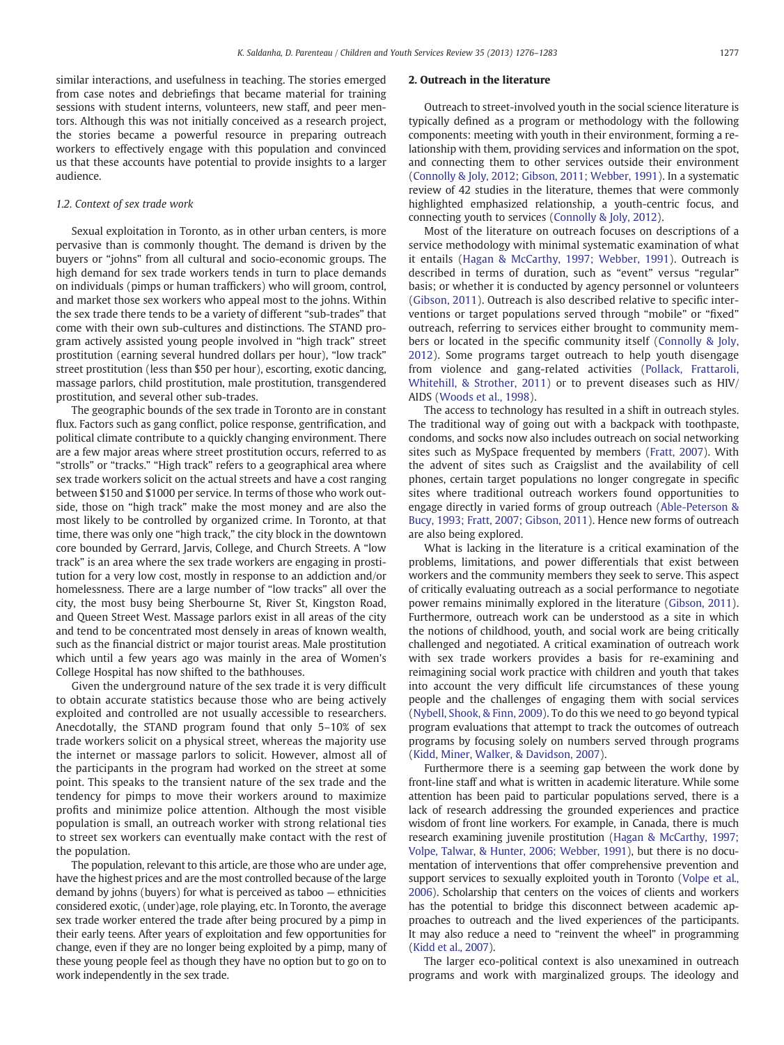similar interactions, and usefulness in teaching. The stories emerged from case notes and debriefings that became material for training sessions with student interns, volunteers, new staff, and peer mentors. Although this was not initially conceived as a research project, the stories became a powerful resource in preparing outreach workers to effectively engage with this population and convinced us that these accounts have potential to provide insights to a larger audience.

### 1.2. Context of sex trade work

Sexual exploitation in Toronto, as in other urban centers, is more pervasive than is commonly thought. The demand is driven by the buyers or "johns" from all cultural and socio-economic groups. The high demand for sex trade workers tends in turn to place demands on individuals (pimps or human traffickers) who will groom, control, and market those sex workers who appeal most to the johns. Within the sex trade there tends to be a variety of different "sub-trades" that come with their own sub-cultures and distinctions. The STAND program actively assisted young people involved in "high track" street prostitution (earning several hundred dollars per hour), "low track" street prostitution (less than $50 per hour), escorting, exotic dancing, massage parlors, child prostitution, male prostitution, transgendered prostitution, and several other sub-trades.

The geographic bounds of the sex trade in Toronto are in constant flux. Factors such as gang conflict, police response, gentrification, and political climate contribute to a quickly changing environment. There are a few major areas where street prostitution occurs, referred to as "strolls" or "tracks." "High track" refers to a geographical area where sex trade workers solicit on the actual streets and have a cost ranging between $150 and $1000 per service. In terms of those who work outside, those on "high track" make the most money and are also the most likely to be controlled by organized crime. In Toronto, at that time, there was only one "high track," the city block in the downtown core bounded by Gerrard, Jarvis, College, and Church Streets. A "low track" is an area where the sex trade workers are engaging in prostitution for a very low cost, mostly in response to an addiction and/or homelessness. There are a large number of "low tracks" all over the city, the most busy being Sherbourne St, River St, Kingston Road, and Queen Street West. Massage parlors exist in all areas of the city and tend to be concentrated most densely in areas of known wealth, such as the financial district or major tourist areas. Male prostitution which until a few years ago was mainly in the area of Women's College Hospital has now shifted to the bathhouses.

Given the underground nature of the sex trade it is very difficult to obtain accurate statistics because those who are being actively exploited and controlled are not usually accessible to researchers. Anecdotally, the STAND program found that only 5–10% of sex trade workers solicit on a physical street, whereas the majority use the internet or massage parlors to solicit. However, almost all of the participants in the program had worked on the street at some point. This speaks to the transient nature of the sex trade and the tendency for pimps to move their workers around to maximize profits and minimize police attention. Although the most visible population is small, an outreach worker with strong relational ties to street sex workers can eventually make contact with the rest of the population.

The population, relevant to this article, are those who are under age, have the highest prices and are the most controlled because of the large demand by johns (buyers) for what is perceived as taboo — ethnicities considered exotic, (under)age, role playing, etc. In Toronto, the average sex trade worker entered the trade after being procured by a pimp in their early teens. After years of exploitation and few opportunities for change, even if they are no longer being exploited by a pimp, many of these young people feel as though they have no option but to go on to work independently in the sex trade.

## 2. Outreach in the literature

Outreach to street-involved youth in the social science literature is typically defined as a program or methodology with the following components: meeting with youth in their environment, forming a relationship with them, providing services and information on the spot, and connecting them to other services outside their environment (Connolly & Joly, 2012; Gibson, 2011; Webber, 1991). In a systematic review of 42 studies in the literature, themes that were commonly highlighted emphasized relationship, a youth-centric focus, and connecting youth to services (Connolly & Joly, 2012).

Most of the literature on outreach focuses on descriptions of a service methodology with minimal systematic examination of what it entails (Hagan & McCarthy, 1997; Webber, 1991). Outreach is described in terms of duration, such as "event" versus "regular" basis; or whether it is conducted by agency personnel or volunteers (Gibson, 2011). Outreach is also described relative to specific interventions or target populations served through "mobile" or "fixed" outreach, referring to services either brought to community members or located in the specific community itself (Connolly & Joly, 2012). Some programs target outreach to help youth disengage from violence and gang-related activities (Pollack, Frattaroli, Whitehill, & Strother, 2011) or to prevent diseases such as HIV/AIDS (Woods et al., 1998).

The access to technology has resulted in a shift in outreach styles. The traditional way of going out with a backpack with toothpaste, condoms, and socks now also includes outreach on social networking sites such as MySpace frequented by members (Fratt, 2007). With the advent of sites such as Craigslist and the availability of cell phones, certain target populations no longer congregate in specific sites where traditional outreach workers found opportunities to engage directly in varied forms of group outreach (Able-Peterson & Bucy, 1993; Fratt, 2007; Gibson, 2011). Hence new forms of outreach are also being explored.

What is lacking in the literature is a critical examination of the problems, limitations, and power differentials that exist between workers and the community members they seek to serve. This aspect of critically evaluating outreach as a social performance to negotiate power remains minimally explored in the literature (Gibson, 2011). Furthermore, outreach work can be understood as a site in which the notions of childhood, youth, and social work are being critically challenged and negotiated. A critical examination of outreach work with sex trade workers provides a basis for re-examining and reimagining social work practice with children and youth that takes into account the very difficult life circumstances of these young people and the challenges of engaging them with social services (Nybell, Shook, & Finn, 2009). To do this we need to go beyond typical program evaluations that attempt to track the outcomes of outreach programs by focusing solely on numbers served through programs (Kidd, Miner, Walker, & Davidson, 2007).

Furthermore there is a seeming gap between the work done by front-line staff and what is written in academic literature. While some attention has been paid to particular populations served, there is a lack of research addressing the grounded experiences and practice wisdom of front line workers. For example, in Canada, there is much research examining juvenile prostitution (Hagan & McCarthy, 1997; Volpe, Talwar, & Hunter, 2006; Webber, 1991), but there is no documentation of interventions that offer comprehensive prevention and support services to sexually exploited youth in Toronto (Volpe et al., 2006). Scholarship that centers on the voices of clients and workers has the potential to bridge this disconnect between academic approaches to outreach and the lived experiences of the participants. It may also reduce a need to "reinvent the wheel" in programming (Kidd et al., 2007).

The larger eco-political context is also unexamined in outreach programs and work with marginalized groups. The ideology and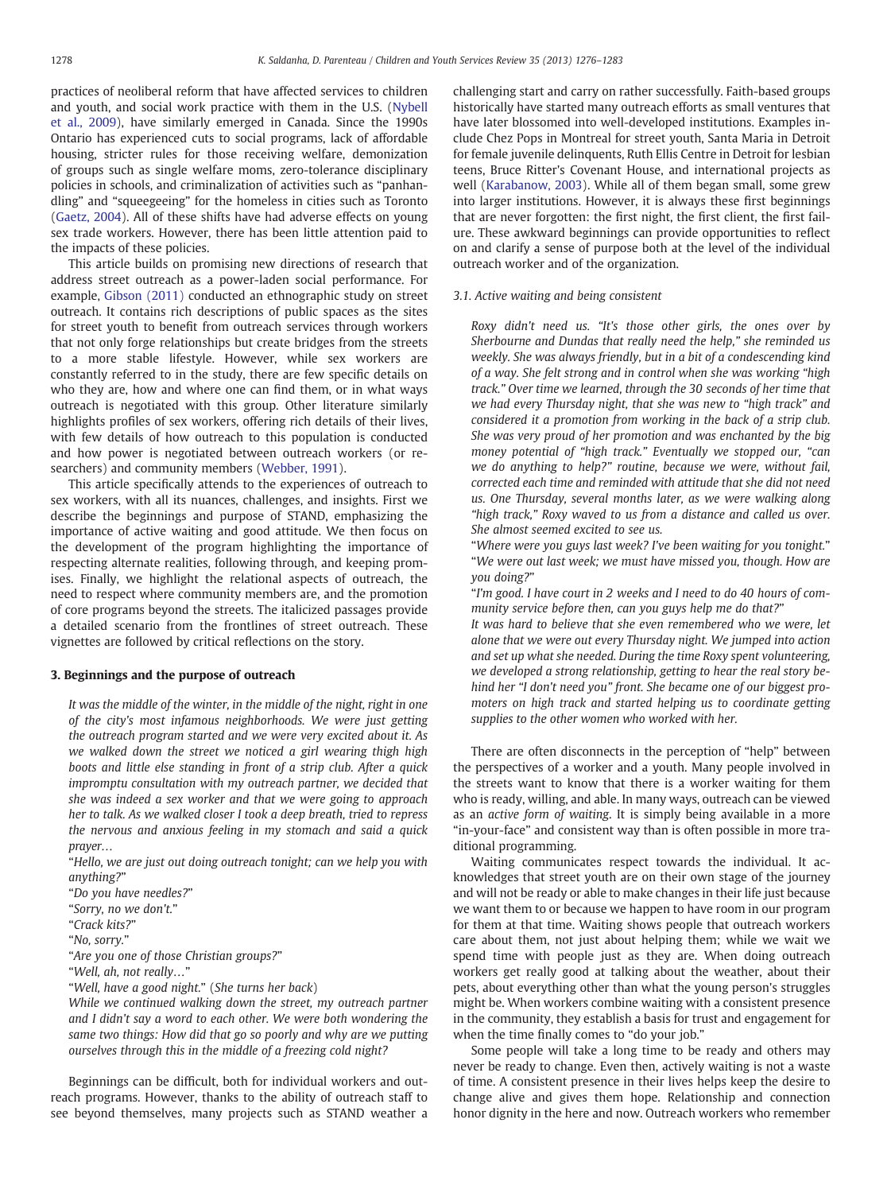practices of neoliberal reform that have affected services to children and youth, and social work practice with them in the U.S. (Nybell et al., 2009), have similarly emerged in Canada. Since the 1990s Ontario has experienced cuts to social programs, lack of affordable housing, stricter rules for those receiving welfare, demonization of groups such as single welfare moms, zero-tolerance disciplinary policies in schools, and criminalization of activities such as "panhandling" and "squeegeeing" for the homeless in cities such as Toronto (Gaetz, 2004). All of these shifts have had adverse effects on young sex trade workers. However, there has been little attention paid to the impacts of these policies.

This article builds on promising new directions of research that address street outreach as a power-laden social performance. For example, Gibson (2011) conducted an ethnographic study on street outreach. It contains rich descriptions of public spaces as the sites for street youth to benefit from outreach services through workers that not only forge relationships but create bridges from the streets to a more stable lifestyle. However, while sex workers are constantly referred to in the study, there are few specific details on who they are, how and where one can find them, or in what ways outreach is negotiated with this group. Other literature similarly highlights profiles of sex workers, offering rich details of their lives, with few details of how outreach to this population is conducted and how power is negotiated between outreach workers (or researchers) and community members (Webber, 1991).

This article specifically attends to the experiences of outreach to sex workers, with all its nuances, challenges, and insights. First we describe the beginnings and purpose of STAND, emphasizing the importance of active waiting and good attitude. We then focus on the development of the program highlighting the importance of respecting alternate realities, following through, and keeping promises. Finally, we highlight the relational aspects of outreach, the need to respect where community members are, and the promotion of core programs beyond the streets. The italicized passages provide a detailed scenario from the frontlines of street outreach. These vignettes are followed by critical reflections on the story.

## 3. Beginnings and the purpose of outreach

*It was the middle of the winter, in the middle of the night, right in one of the city's most infamous neighborhoods. We were just getting the outreach program started and we were very excited about it. As we walked down the street we noticed a girl wearing thigh high boots and little else standing in front of a strip club. After a quick impromptu consultation with my outreach partner, we decided that she was indeed a sex worker and that we were going to approach her to talk. As we walked closer I took a deep breath, tried to repress the nervous and anxious feeling in my stomach and said a quick prayer…*

*"Hello, we are just out doing outreach tonight; can we help you with anything?"*

*"Do you have needles?"*

*"Sorry, no we don't."*

*"Crack kits?"*

*"No, sorry."*

*"Are you one of those Christian groups?"*

*"Well, ah, not really…"*

*"Well, have a good night." (She turns her back)*

*While we continued walking down the street, my outreach partner and I didn't say a word to each other. We were both wondering the same two things: How did that go so poorly and why are we putting ourselves through this in the middle of a freezing cold night?*

Beginnings can be difficult, both for individual workers and outreach programs. However, thanks to the ability of outreach staff to see beyond themselves, many projects such as STAND weather a challenging start and carry on rather successfully. Faith-based groups historically have started many outreach efforts as small ventures that have later blossomed into well-developed institutions. Examples include Chez Pops in Montreal for street youth, Santa Maria in Detroit for female juvenile delinquents, Ruth Ellis Centre in Detroit for lesbian teens, Bruce Ritter's Covenant House, and international projects as well (Karabanow, 2003). While all of them began small, some grew into larger institutions. However, it is always these first beginnings that are never forgotten: the first night, the first client, the first failure. These awkward beginnings can provide opportunities to reflect on and clarify a sense of purpose both at the level of the individual outreach worker and of the organization.

### 3.1. Active waiting and being consistent

*Roxy didn't need us. "It's those other girls, the ones over by Sherbourne and Dundas that really need the help," she reminded us weekly. She was always friendly, but in a bit of a condescending kind of a way. She felt strong and in control when she was working "high track." Over time we learned, through the 30 seconds of her time that we had every Thursday night, that she was new to "high track" and considered it a promotion from working in the back of a strip club. She was very proud of her promotion and was enchanted by the big money potential of "high track." Eventually we stopped our, "can we do anything to help?" routine, because we were, without fail, corrected each time and reminded with attitude that she did not need us. One Thursday, several months later, as we were walking along "high track," Roxy waved to us from a distance and called us over. She almost seemed excited to see us.*

*"Where were you guys last week? I've been waiting for you tonight."*

*"We were out last week; we must have missed you, though. How are you doing?"*

*"I'm good. I have court in 2 weeks and I need to do 40 hours of community service before then, can you guys help me do that?"*

*It was hard to believe that she even remembered who we were, let alone that we were out every Thursday night. We jumped into action and set up what she needed. During the time Roxy spent volunteering, we developed a strong relationship, getting to hear the real story behind her "I don't need you" front. She became one of our biggest promoters on high track and started helping us to coordinate getting supplies to the other women who worked with her.*

There are often disconnects in the perception of "help" between the perspectives of a worker and a youth. Many people involved in the streets want to know that there is a worker waiting for them who is ready, willing, and able. In many ways, outreach can be viewed as an *active form of waiting*. It is simply being available in a more "in-your-face" and consistent way than is often possible in more traditional programming.

Waiting communicates respect towards the individual. It acknowledges that street youth are on their own stage of the journey and will not be ready or able to make changes in their life just because we want them to or because we happen to have room in our program for them at that time. Waiting shows people that outreach workers care about them, not just about helping them; while we wait we spend time with people just as they are. When doing outreach workers get really good at talking about the weather, about their pets, about everything other than what the young person's struggles might be. When workers combine waiting with a consistent presence in the community, they establish a basis for trust and engagement for when the time finally comes to "do your job."

Some people will take a long time to be ready and others may never be ready to change. Even then, actively waiting is not a waste of time. A consistent presence in their lives helps keep the desire to change alive and gives them hope. Relationship and connection honor dignity in the here and now. Outreach workers who remember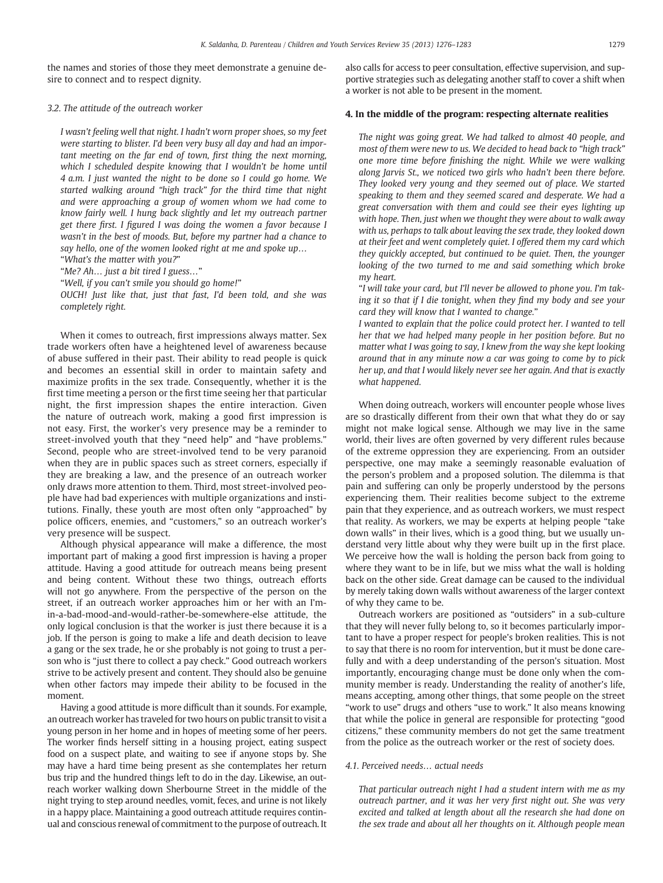the names and stories of those they meet demonstrate a genuine desire to connect and to respect dignity.

### 3.2. The attitude of the outreach worker

*I wasn't feeling well that night. I hadn't worn proper shoes, so my feet were starting to blister. I'd been very busy all day and had an important meeting on the far end of town, first thing the next morning, which I scheduled despite knowing that I wouldn't be home until 4 a.m. I just wanted the night to be done so I could go home. We started walking around "high track" for the third time that night and were approaching a group of women whom we had come to know fairly well. I hung back slightly and let my outreach partner get there first. I figured I was doing the women a favor because I wasn't in the best of moods. But, before my partner had a chance to say hello, one of the women looked right at me and spoke up…*

*"What's the matter with you?"*

*"Me? Ah… just a bit tired I guess…"*

*"Well, if you can't smile you should go home!"*

*OUCH! Just like that, just that fast, I'd been told, and she was completely right.*

When it comes to outreach, first impressions always matter. Sex trade workers often have a heightened level of awareness because of abuse suffered in their past. Their ability to read people is quick and becomes an essential skill in order to maintain safety and maximize profits in the sex trade. Consequently, whether it is the first time meeting a person or the first time seeing her that particular night, the first impression shapes the entire interaction. Given the nature of outreach work, making a good first impression is not easy. First, the worker's very presence may be a reminder to street-involved youth that they "need help" and "have problems." Second, people who are street-involved tend to be very paranoid when they are in public spaces such as street corners, especially if they are breaking a law, and the presence of an outreach worker only draws more attention to them. Third, most street-involved people have had bad experiences with multiple organizations and institutions. Finally, these youth are most often only "approached" by police officers, enemies, and "customers," so an outreach worker's very presence will be suspect.

Although physical appearance will make a difference, the most important part of making a good first impression is having a proper attitude. Having a good attitude for outreach means being present and being content. Without these two things, outreach efforts will not go anywhere. From the perspective of the person on the street, if an outreach worker approaches him or her with an I'm-in-a-bad-mood-and-would-rather-be-somewhere-else attitude, the only logical conclusion is that the worker is just there because it is a job. If the person is going to make a life and death decision to leave a gang or the sex trade, he or she probably is not going to trust a person who is "just there to collect a pay check." Good outreach workers strive to be actively present and content. They should also be genuine when other factors may impede their ability to be focused in the moment.

Having a good attitude is more difficult than it sounds. For example, an outreach worker has traveled for two hours on public transit to visit a young person in her home and in hopes of meeting some of her peers. The worker finds herself sitting in a housing project, eating suspect food on a suspect plate, and waiting to see if anyone stops by. She may have a hard time being present as she contemplates her return bus trip and the hundred things left to do in the day. Likewise, an outreach worker walking down Sherbourne Street in the middle of the night trying to step around needles, vomit, feces, and urine is not likely in a happy place. Maintaining a good outreach attitude requires continual and conscious renewal of commitment to the purpose of outreach. It also calls for access to peer consultation, effective supervision, and supportive strategies such as delegating another staff to cover a shift when a worker is not able to be present in the moment.

## 4. In the middle of the program: respecting alternate realities

*The night was going great. We had talked to almost 40 people, and most of them were new to us. We decided to head back to "high track" one more time before finishing the night. While we were walking along Jarvis St., we noticed two girls who hadn't been there before. They looked very young and they seemed out of place. We started speaking to them and they seemed scared and desperate. We had a great conversation with them and could see their eyes lighting up with hope. Then, just when we thought they were about to walk away with us, perhaps to talk about leaving the sex trade, they looked down at their feet and went completely quiet. I offered them my card which they quickly accepted, but continued to be quiet. Then, the younger looking of the two turned to me and said something which broke my heart.*

*"I will take your card, but I'll never be allowed to phone you. I'm taking it so that if I die tonight, when they find my body and see your card they will know that I wanted to change."*

*I wanted to explain that the police could protect her. I wanted to tell her that we had helped many people in her position before. But no matter what I was going to say, I knew from the way she kept looking around that in any minute now a car was going to come by to pick her up, and that I would likely never see her again. And that is exactly what happened.*

When doing outreach, workers will encounter people whose lives are so drastically different from their own that what they do or say might not make logical sense. Although we may live in the same world, their lives are often governed by very different rules because of the extreme oppression they are experiencing. From an outsider perspective, one may make a seemingly reasonable evaluation of the person's problem and a proposed solution. The dilemma is that pain and suffering can only be properly understood by the persons experiencing them. Their realities become subject to the extreme pain that they experience, and as outreach workers, we must respect that reality. As workers, we may be experts at helping people "take down walls" in their lives, which is a good thing, but we usually understand very little about why they were built up in the first place. We perceive how the wall is holding the person back from going to where they want to be in life, but we miss what the wall is holding back on the other side. Great damage can be caused to the individual by merely taking down walls without awareness of the larger context of why they came to be.

Outreach workers are positioned as "outsiders" in a sub-culture that they will never fully belong to, so it becomes particularly important to have a proper respect for people's broken realities. This is not to say that there is no room for intervention, but it must be done carefully and with a deep understanding of the person's situation. Most importantly, encouraging change must be done only when the community member is ready. Understanding the reality of another's life, means accepting, among other things, that some people on the street "work to use" drugs and others "use to work." It also means knowing that while the police in general are responsible for protecting "good citizens," these community members do not get the same treatment from the police as the outreach worker or the rest of society does.

### 4.1. Perceived needs… actual needs

*That particular outreach night I had a student intern with me as my outreach partner, and it was her very first night out. She was very excited and talked at length about all the research she had done on the sex trade and about all her thoughts on it. Although people mean*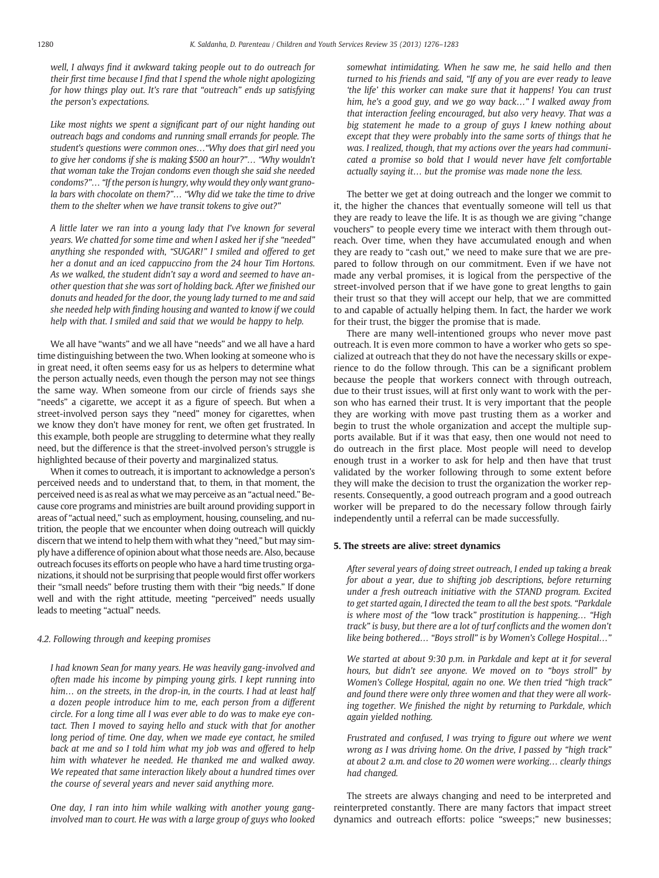*well, I always find it awkward taking people out to do outreach for their first time because I find that I spend the whole night apologizing for how things play out. It's rare that "outreach" ends up satisfying the person's expectations.*

*Like most nights we spent a significant part of our night handing out outreach bags and condoms and running small errands for people. The student's questions were common ones…"Why does that girl need you to give her condoms if she is making $500 an hour?"… "Why wouldn't that woman take the Trojan condoms even though she said she needed condoms?"… "If the person is hungry, why would they only want granola bars with chocolate on them?"… "Why did we take the time to drive them to the shelter when we have transit tokens to give out?"*

*A little later we ran into a young lady that I've known for several years. We chatted for some time and when I asked her if she "needed" anything she responded with, "SUGAR!" I smiled and offered to get her a donut and an iced cappuccino from the 24 hour Tim Hortons. As we walked, the student didn't say a word and seemed to have another question that she was sort of holding back. After we finished our donuts and headed for the door, the young lady turned to me and said she needed help with finding housing and wanted to know if we could help with that. I smiled and said that we would be happy to help.*

We all have "wants" and we all have "needs" and we all have a hard time distinguishing between the two. When looking at someone who is in great need, it often seems easy for us as helpers to determine what the person actually needs, even though the person may not see things the same way. When someone from our circle of friends says she "needs" a cigarette, we accept it as a figure of speech. But when a street-involved person says they "need" money for cigarettes, when we know they don't have money for rent, we often get frustrated. In this example, both people are struggling to determine what they really need, but the difference is that the street-involved person's struggle is highlighted because of their poverty and marginalized status.

When it comes to outreach, it is important to acknowledge a person's perceived needs and to understand that, to them, in that moment, the perceived need is as real as what we may perceive as an "actual need." Because core programs and ministries are built around providing support in areas of "actual need," such as employment, housing, counseling, and nutrition, the people that we encounter when doing outreach will quickly discern that we intend to help them with what they "need," but may simply have a difference of opinion about what those needs are. Also, because outreach focuses its efforts on people who have a hard time trusting organizations, it should not be surprising that people would first offer workers their "small needs" before trusting them with their "big needs." If done well and with the right attitude, meeting "perceived" needs usually leads to meeting "actual" needs.

### 4.2. Following through and keeping promises

*I had known Sean for many years. He was heavily gang-involved and often made his income by pimping young girls. I kept running into him… on the streets, in the drop-in, in the courts. I had at least half a dozen people introduce him to me, each person from a different circle. For a long time all I was ever able to do was to make eye contact. Then I moved to saying hello and stuck with that for another long period of time. One day, when we made eye contact, he smiled back at me and so I told him what my job was and offered to help him with whatever he needed. He thanked me and walked away. We repeated that same interaction likely about a hundred times over the course of several years and never said anything more.*

*One day, I ran into him while walking with another young gang-involved man to court. He was with a large group of guys who looked somewhat intimidating. When he saw me, he said hello and then turned to his friends and said, "If any of you are ever ready to leave 'the life' this worker can make sure that it happens! You can trust him, he's a good guy, and we go way back…" I walked away from that interaction feeling encouraged, but also very heavy. That was a big statement he made to a group of guys I knew nothing about except that they were probably into the same sorts of things that he was. I realized, though, that my actions over the years had communicated a promise so bold that I would never have felt comfortable actually saying it… but the promise was made none the less.*

The better we get at doing outreach and the longer we commit to it, the higher the chances that eventually someone will tell us that they are ready to leave the life. It is as though we are giving "change vouchers" to people every time we interact with them through outreach. Over time, when they have accumulated enough and when they are ready to "cash out," we need to make sure that we are prepared to follow through on our commitment. Even if we have not made any verbal promises, it is logical from the perspective of the street-involved person that if we have gone to great lengths to gain their trust so that they will accept our help, that we are committed to and capable of actually helping them. In fact, the harder we work for their trust, the bigger the promise that is made.

There are many well-intentioned groups who never move past outreach. It is even more common to have a worker who gets so specialized at outreach that they do not have the necessary skills or experience to do the follow through. This can be a significant problem because the people that workers connect with through outreach, due to their trust issues, will at first only want to work with the person who has earned their trust. It is very important that the people they are working with move past trusting them as a worker and begin to trust the whole organization and accept the multiple supports available. But if it was that easy, then one would not need to do outreach in the first place. Most people will need to develop enough trust in a worker to ask for help and then have that trust validated by the worker following through to some extent before they will make the decision to trust the organization the worker represents. Consequently, a good outreach program and a good outreach worker will be prepared to do the necessary follow through fairly independently until a referral can be made successfully.

## 5. The streets are alive: street dynamics

*After several years of doing street outreach, I ended up taking a break for about a year, due to shifting job descriptions, before returning under a fresh outreach initiative with the STAND program. Excited to get started again, I directed the team to all the best spots. "Parkdale is where most of the "low track" prostitution is happening… "High track" is busy, but there are a lot of turf conflicts and the women don't like being bothered… "Boys stroll" is by Women's College Hospital…"*

*We started at about 9:30 p.m. in Parkdale and kept at it for several hours, but didn't see anyone. We moved on to "boys stroll" by Women's College Hospital, again no one. We then tried "high track" and found there were only three women and that they were all working together. We finished the night by returning to Parkdale, which again yielded nothing.*

*Frustrated and confused, I was trying to figure out where we went wrong as I was driving home. On the drive, I passed by "high track" at about 2 a.m. and close to 20 women were working… clearly things had changed.*

The streets are always changing and need to be interpreted and reinterpreted constantly. There are many factors that impact street dynamics and outreach efforts: police "sweeps;" new businesses;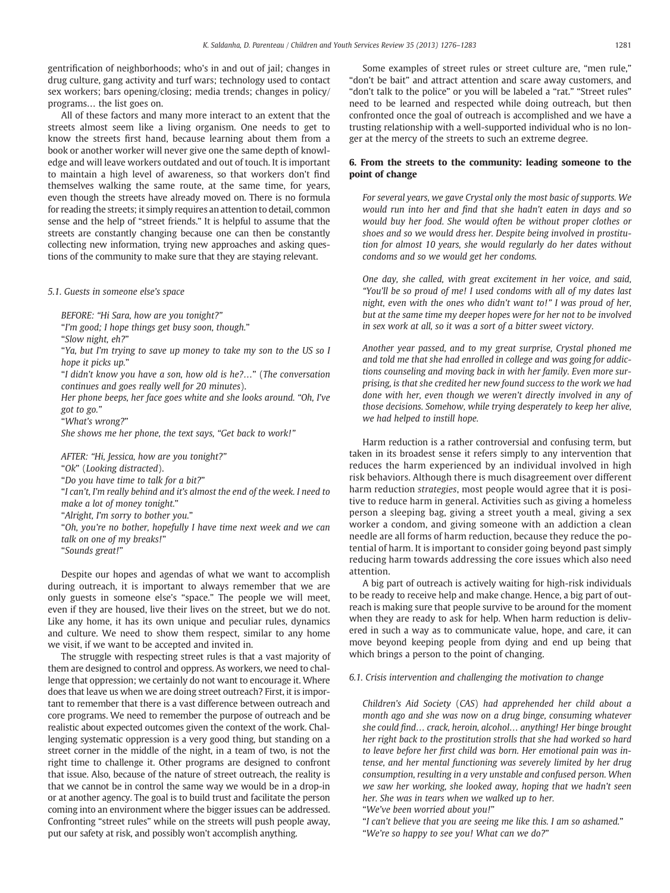gentrification of neighborhoods; who's in and out of jail; changes in drug culture, gang activity and turf wars; technology used to contact sex workers; bars opening/closing; media trends; changes in policy/programs… the list goes on.

All of these factors and many more interact to an extent that the streets almost seem like a living organism. One needs to get to know the streets first hand, because learning about them from a book or another worker will never give one the same depth of knowledge and will leave workers outdated and out of touch. It is important to maintain a high level of awareness, so that workers don't find themselves walking the same route, at the same time, for years, even though the streets have already moved on. There is no formula for reading the streets; it simply requires an attention to detail, common sense and the help of "street friends." It is helpful to assume that the streets are constantly changing because one can then be constantly collecting new information, trying new approaches and asking questions of the community to make sure that they are staying relevant.

### 5.1. Guests in someone else's space

*BEFORE: "Hi Sara, how are you tonight?"*

*"I'm good; I hope things get busy soon, though."*

*"Slow night, eh?"*

*"Ya, but I'm trying to save up money to take my son to the US so I hope it picks up."*

*"I didn't know you have a son, how old is he?…" (The conversation continues and goes really well for 20 minutes).*

*Her phone beeps, her face goes white and she looks around. "Oh, I've got to go."*

*"What's wrong?"*

*She shows me her phone, the text says, "Get back to work!"*

*AFTER: "Hi, Jessica, how are you tonight?"*

*"Ok" (Looking distracted).*

*"Do you have time to talk for a bit?"*

*"I can't, I'm really behind and it's almost the end of the week. I need to make a lot of money tonight."*

*"Alright, I'm sorry to bother you."*

*"Oh, you're no bother, hopefully I have time next week and we can talk on one of my breaks!"*

*"Sounds great!"*

Despite our hopes and agendas of what we want to accomplish during outreach, it is important to always remember that we are only guests in someone else's "space." The people we will meet, even if they are housed, live their lives on the street, but we do not. Like any home, it has its own unique and peculiar rules, dynamics and culture. We need to show them respect, similar to any home we visit, if we want to be accepted and invited in.

The struggle with respecting street rules is that a vast majority of them are designed to control and oppress. As workers, we need to challenge that oppression; we certainly do not want to encourage it. Where does that leave us when we are doing street outreach? First, it is important to remember that there is a vast difference between outreach and core programs. We need to remember the purpose of outreach and be realistic about expected outcomes given the context of the work. Challenging systematic oppression is a very good thing, but standing on a street corner in the middle of the night, in a team of two, is not the right time to challenge it. Other programs are designed to confront that issue. Also, because of the nature of street outreach, the reality is that we cannot be in control the same way we would be in a drop-in or at another agency. The goal is to build trust and facilitate the person coming into an environment where the bigger issues can be addressed. Confronting "street rules" while on the streets will push people away, put our safety at risk, and possibly won't accomplish anything.

Some examples of street rules or street culture are, "men rule," "don't be bait" and attract attention and scare away customers, and "don't talk to the police" or you will be labeled a "rat." "Street rules" need to be learned and respected while doing outreach, but then confronted once the goal of outreach is accomplished and we have a trusting relationship with a well-supported individual who is no longer at the mercy of the streets to such an extreme degree.

## 6. From the streets to the community: leading someone to the point of change

*For several years, we gave Crystal only the most basic of supports. We would run into her and find that she hadn't eaten in days and so would buy her food. She would often be without proper clothes or shoes and so we would dress her. Despite being involved in prostitution for almost 10 years, she would regularly do her dates without condoms and so we would get her condoms.*

*One day, she called, with great excitement in her voice, and said, "You'll be so proud of me! I used condoms with all of my dates last night, even with the ones who didn't want to!" I was proud of her, but at the same time my deeper hopes were for her not to be involved in sex work at all, so it was a sort of a bitter sweet victory.*

*Another year passed, and to my great surprise, Crystal phoned me and told me that she had enrolled in college and was going for addictions counseling and moving back in with her family. Even more surprising, is that she credited her new found success to the work we had done with her, even though we weren't directly involved in any of those decisions. Somehow, while trying desperately to keep her alive, we had helped to instill hope.*

Harm reduction is a rather controversial and confusing term, but taken in its broadest sense it refers simply to any intervention that reduces the harm experienced by an individual involved in high risk behaviors. Although there is much disagreement over different harm reduction *strategies*, most people would agree that it is positive to reduce harm in general. Activities such as giving a homeless person a sleeping bag, giving a street youth a meal, giving a sex worker a condom, and giving someone with an addiction a clean needle are all forms of harm reduction, because they reduce the potential of harm. It is important to consider going beyond past simply reducing harm towards addressing the core issues which also need attention.

A big part of outreach is actively waiting for high-risk individuals to be ready to receive help and make change. Hence, a big part of outreach is making sure that people survive to be around for the moment when they are ready to ask for help. When harm reduction is delivered in such a way as to communicate value, hope, and care, it can move beyond keeping people from dying and end up being that which brings a person to the point of changing.

### 6.1. Crisis intervention and challenging the motivation to change

*Children's Aid Society (CAS) had apprehended her child about a month ago and she was now on a drug binge, consuming whatever she could find… crack, heroin, alcohol… anything! Her binge brought her right back to the prostitution strolls that she had worked so hard to leave before her first child was born. Her emotional pain was intense, and her mental functioning was severely limited by her drug consumption, resulting in a very unstable and confused person. When we saw her working, she looked away, hoping that we hadn't seen her. She was in tears when we walked up to her.*

*"We've been worried about you!"*

*"I can't believe that you are seeing me like this. I am so ashamed."*

*"We're so happy to see you! What can we do?"*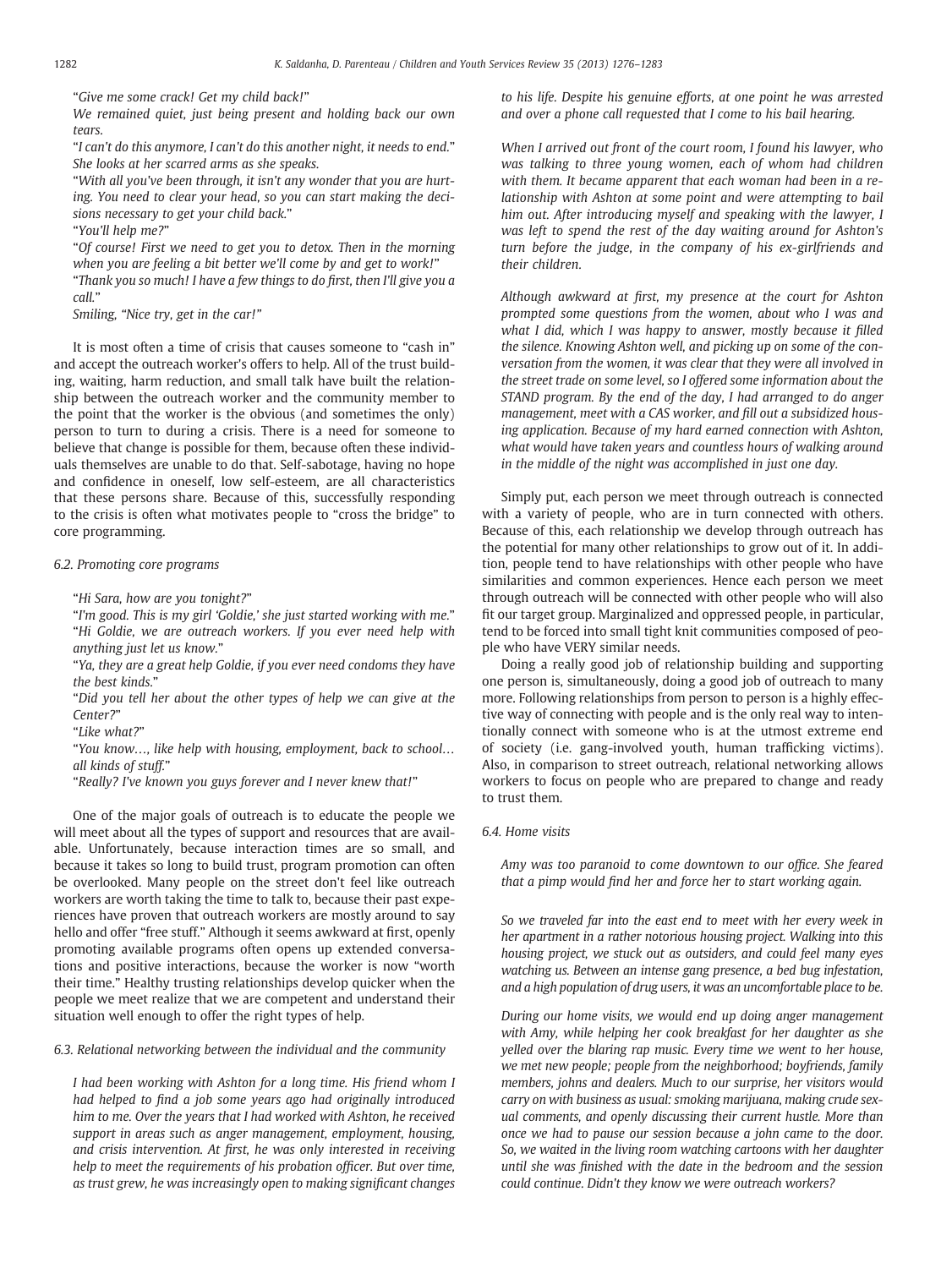*"Give me some crack! Get my child back!"*

*We remained quiet, just being present and holding back our own tears.*

*"I can't do this anymore, I can't do this another night, it needs to end." She looks at her scarred arms as she speaks.*

*"With all you've been through, it isn't any wonder that you are hurting. You need to clear your head, so you can start making the decisions necessary to get your child back."*

*"You'll help me?"*

*"Of course! First we need to get you to detox. Then in the morning when you are feeling a bit better we'll come by and get to work!"*

*"Thank you so much! I have a few things to do first, then I'll give you a call."*

*Smiling, "Nice try, get in the car!"*

It is most often a time of crisis that causes someone to "cash in" and accept the outreach worker's offers to help. All of the trust building, waiting, harm reduction, and small talk have built the relationship between the outreach worker and the community member to the point that the worker is the obvious (and sometimes the only) person to turn to during a crisis. There is a need for someone to believe that change is possible for them, because often these individuals themselves are unable to do that. Self-sabotage, having no hope and confidence in oneself, low self-esteem, are all characteristics that these persons share. Because of this, successfully responding to the crisis is often what motivates people to "cross the bridge" to core programming.

### 6.2. Promoting core programs

*"Hi Sara, how are you tonight?"*

*"I'm good. This is my girl 'Goldie,' she just started working with me."*

*"Hi Goldie, we are outreach workers. If you ever need help with anything just let us know."*

*"Ya, they are a great help Goldie, if you ever need condoms they have the best kinds."*

*"Did you tell her about the other types of help we can give at the Center?"*

*"Like what?"*

*"You know…, like help with housing, employment, back to school… all kinds of stuff."*

*"Really? I've known you guys forever and I never knew that!"*

One of the major goals of outreach is to educate the people we will meet about all the types of support and resources that are available. Unfortunately, because interaction times are so small, and because it takes so long to build trust, program promotion can often be overlooked. Many people on the street don't feel like outreach workers are worth taking the time to talk to, because their past experiences have proven that outreach workers are mostly around to say hello and offer "free stuff." Although it seems awkward at first, openly promoting available programs often opens up extended conversations and positive interactions, because the worker is now "worth their time." Healthy trusting relationships develop quicker when the people we meet realize that we are competent and understand their situation well enough to offer the right types of help.

### 6.3. Relational networking between the individual and the community

*I had been working with Ashton for a long time. His friend whom I had helped to find a job some years ago had originally introduced him to me. Over the years that I had worked with Ashton, he received support in areas such as anger management, employment, housing, and crisis intervention. At first, he was only interested in receiving help to meet the requirements of his probation officer. But over time, as trust grew, he was increasingly open to making significant changes to his life. Despite his genuine efforts, at one point he was arrested and over a phone call requested that I come to his bail hearing.*

*When I arrived out front of the court room, I found his lawyer, who was talking to three young women, each of whom had children with them. It became apparent that each woman had been in a relationship with Ashton at some point and were attempting to bail him out. After introducing myself and speaking with the lawyer, I was left to spend the rest of the day waiting around for Ashton's turn before the judge, in the company of his ex-girlfriends and their children.*

*Although awkward at first, my presence at the court for Ashton prompted some questions from the women, about who I was and what I did, which I was happy to answer, mostly because it filled the silence. Knowing Ashton well, and picking up on some of the conversation from the women, it was clear that they were all involved in the street trade on some level, so I offered some information about the STAND program. By the end of the day, I had arranged to do anger management, meet with a CAS worker, and fill out a subsidized housing application. Because of my hard earned connection with Ashton, what would have taken years and countless hours of walking around in the middle of the night was accomplished in just one day.*

Simply put, each person we meet through outreach is connected with a variety of people, who are in turn connected with others. Because of this, each relationship we develop through outreach has the potential for many other relationships to grow out of it. In addition, people tend to have relationships with other people who have similarities and common experiences. Hence each person we meet through outreach will be connected with other people who will also fit our target group. Marginalized and oppressed people, in particular, tend to be forced into small tight knit communities composed of people who have VERY similar needs.

Doing a really good job of relationship building and supporting one person is, simultaneously, doing a good job of outreach to many more. Following relationships from person to person is a highly effective way of connecting with people and is the only real way to intentionally connect with someone who is at the utmost extreme end of society (i.e. gang-involved youth, human trafficking victims). Also, in comparison to street outreach, relational networking allows workers to focus on people who are prepared to change and ready to trust them.

### 6.4. Home visits

*Amy was too paranoid to come downtown to our office. She feared that a pimp would find her and force her to start working again.*

*So we traveled far into the east end to meet with her every week in her apartment in a rather notorious housing project. Walking into this housing project, we stuck out as outsiders, and could feel many eyes watching us. Between an intense gang presence, a bed bug infestation, and a high population of drug users, it was an uncomfortable place to be.*

*During our home visits, we would end up doing anger management with Amy, while helping her cook breakfast for her daughter as she yelled over the blaring rap music. Every time we went to her house, we met new people; people from the neighborhood; boyfriends, family members, johns and dealers. Much to our surprise, her visitors would carry on with business as usual: smoking marijuana, making crude sexual comments, and openly discussing their current hustle. More than once we had to pause our session because a john came to the door. So, we waited in the living room watching cartoons with her daughter until she was finished with the date in the bedroom and the session could continue. Didn't they know we were outreach workers?*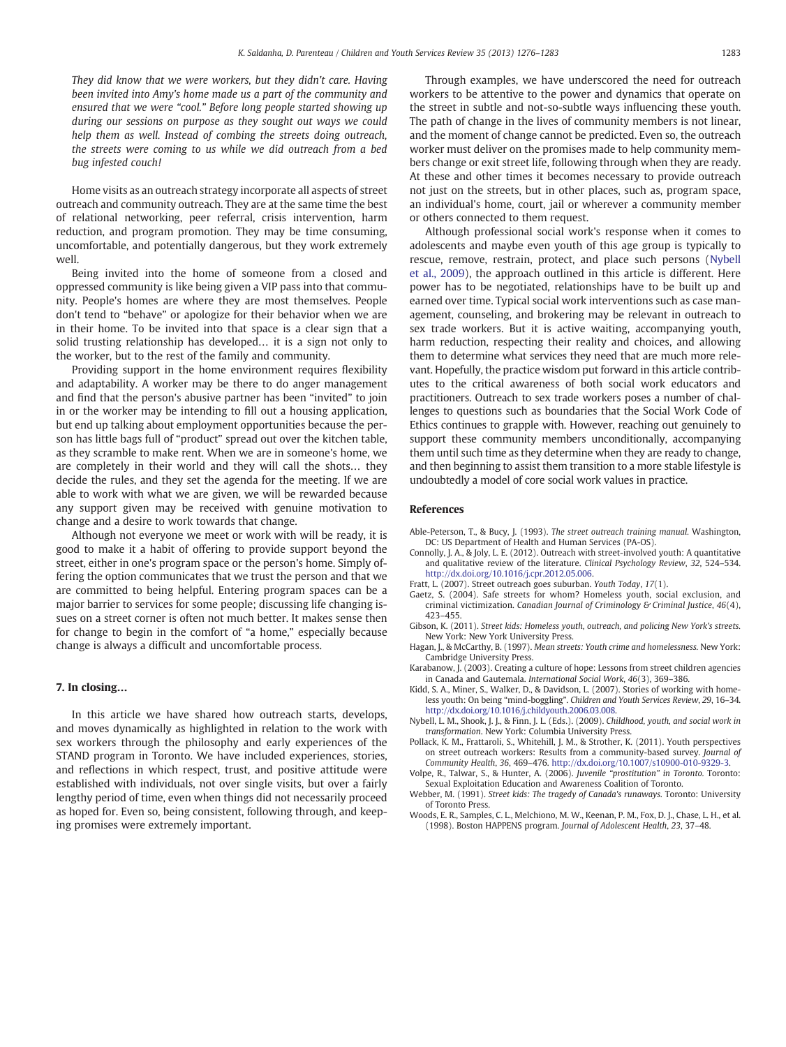*They did know that we were workers, but they didn't care. Having been invited into Amy's home made us a part of the community and ensured that we were "cool." Before long people started showing up during our sessions on purpose as they sought out ways we could help them as well. Instead of combing the streets doing outreach, the streets were coming to us while we did outreach from a bed bug infested couch!*

Home visits as an outreach strategy incorporate all aspects of street outreach and community outreach. They are at the same time the best of relational networking, peer referral, crisis intervention, harm reduction, and program promotion. They may be time consuming, uncomfortable, and potentially dangerous, but they work extremely well.

Being invited into the home of someone from a closed and oppressed community is like being given a VIP pass into that community. People's homes are where they are most themselves. People don't tend to "behave" or apologize for their behavior when we are in their home. To be invited into that space is a clear sign that a solid trusting relationship has developed… it is a sign not only to the worker, but to the rest of the family and community.

Providing support in the home environment requires flexibility and adaptability. A worker may be there to do anger management and find that the person's abusive partner has been "invited" to join in or the worker may be intending to fill out a housing application, but end up talking about employment opportunities because the person has little bags full of "product" spread out over the kitchen table, as they scramble to make rent. When we are in someone's home, we are completely in their world and they will call the shots… they decide the rules, and they set the agenda for the meeting. If we are able to work with what we are given, we will be rewarded because any support given may be received with genuine motivation to change and a desire to work towards that change.

Although not everyone we meet or work with will be ready, it is good to make it a habit of offering to provide support beyond the street, either in one's program space or the person's home. Simply offering the option communicates that we trust the person and that we are committed to being helpful. Entering program spaces can be a major barrier to services for some people; discussing life changing issues on a street corner is often not much better. It makes sense then for change to begin in the comfort of "a home," especially because change is always a difficult and uncomfortable process.

## 7. In closing…

In this article we have shared how outreach starts, develops, and moves dynamically as highlighted in relation to the work with sex workers through the philosophy and early experiences of the STAND program in Toronto. We have included experiences, stories, and reflections in which respect, trust, and positive attitude were established with individuals, not over single visits, but over a fairly lengthy period of time, even when things did not necessarily proceed as hoped for. Even so, being consistent, following through, and keeping promises were extremely important.

Through examples, we have underscored the need for outreach workers to be attentive to the power and dynamics that operate on the street in subtle and not-so-subtle ways influencing these youth. The path of change in the lives of community members is not linear, and the moment of change cannot be predicted. Even so, the outreach worker must deliver on the promises made to help community members change or exit street life, following through when they are ready. At these and other times it becomes necessary to provide outreach not just on the streets, but in other places, such as, program space, an individual's home, court, jail or wherever a community member or others connected to them request.

Although professional social work's response when it comes to adolescents and maybe even youth of this age group is typically to rescue, remove, restrain, protect, and place such persons (Nybell et al., 2009), the approach outlined in this article is different. Here power has to be negotiated, relationships have to be built up and earned over time. Typical social work interventions such as case management, counseling, and brokering may be relevant in outreach to sex trade workers. But it is active waiting, accompanying youth, harm reduction, respecting their reality and choices, and allowing them to determine what services they need that are much more relevant. Hopefully, the practice wisdom put forward in this article contributes to the critical awareness of both social work educators and practitioners. Outreach to sex trade workers poses a number of challenges to questions such as boundaries that the Social Work Code of Ethics continues to grapple with. However, reaching out genuinely to support these community members unconditionally, accompanying them until such time as they determine when they are ready to change, and then beginning to assist them transition to a more stable lifestyle is undoubtedly a model of core social work values in practice.

## References

Able-Peterson, T., & Bucy, J. (1993). *The street outreach training manual.* Washington, DC: US Department of Health and Human Services (PA-OS).

Connolly, J. A., & Joly, L. E. (2012). Outreach with street-involved youth: A quantitative and qualitative review of the literature. *Clinical Psychology Review*, *32*, 524–534. http://dx.doi.org/10.1016/j.cpr.2012.05.006.

Fratt, L. (2007). Street outreach goes suburban. *Youth Today*, *17*(1).

Gaetz, S. (2004). Safe streets for whom? Homeless youth, social exclusion, and criminal victimization. *Canadian Journal of Criminology & Criminal Justice*, *46*(4), 423–455.

Gibson, K. (2011). *Street kids: Homeless youth, outreach, and policing New York's streets.* New York: New York University Press.

Hagan, J., & McCarthy, B. (1997). *Mean streets: Youth crime and homelessness.* New York: Cambridge University Press.

Karabanow, J. (2003). Creating a culture of hope: Lessons from street children agencies in Canada and Gautemala. *International Social Work*, *46*(3), 369–386.

Kidd, S. A., Miner, S., Walker, D., & Davidson, L. (2007). Stories of working with homeless youth: On being "mind-boggling". *Children and Youth Services Review*, *29*, 16–34. http://dx.doi.org/10.1016/j.childyouth.2006.03.008.

Nybell, L. M., Shook, J. J., & Finn, J. L. (Eds.). (2009). *Childhood, youth, and social work in transformation.* New York: Columbia University Press.

Pollack, K. M., Frattaroli, S., Whitehill, J. M., & Strother, K. (2011). Youth perspectives on street outreach workers: Results from a community-based survey. *Journal of Community Health*, *36*, 469–476. http://dx.doi.org/10.1007/s10900-010-9329-3.

Volpe, R., Talwar, S., & Hunter, A. (2006). *Juvenile "prostitution" in Toronto.* Toronto: Sexual Exploitation Education and Awareness Coalition of Toronto.

Webber, M. (1991). *Street kids: The tragedy of Canada's runaways.* Toronto: University of Toronto Press.

Woods, E. R., Samples, C. L., Melchiono, M. W., Keenan, P. M., Fox, D. J., Chase, L. H., et al. (1998). Boston HAPPENS program. *Journal of Adolescent Health*, *23*, 37–48.